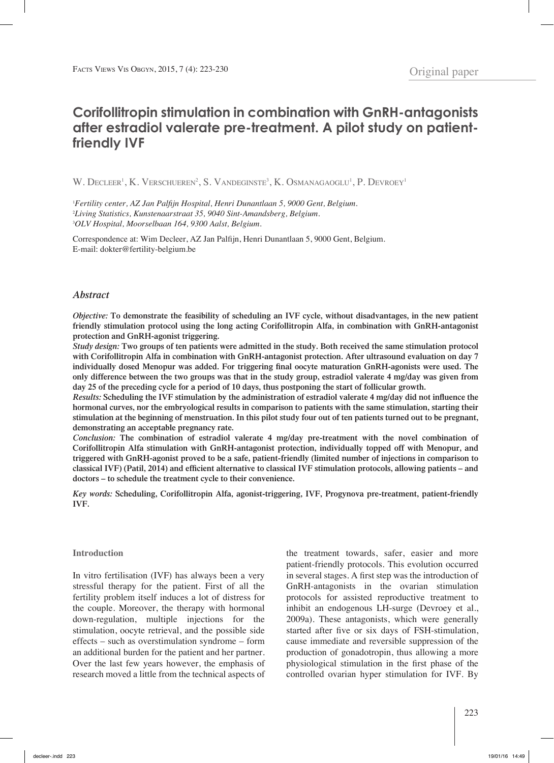Original paper

# Corifollitropin stimulation in combination with GnRH-antagonists after estradiol valerate pre-treatment. A pilot study on patient-friendly IVF

W. Decleer[1], K. Verschueren[2], S. Vandeginste[3], K. Osmanagaoglu[1], P. Devroey[1]

[1]*Fertility center, AZ Jan Palfijn Hospital, Henri Dunantlaan 5, 9000 Gent, Belgium.*
[2]*Living Statistics, Kunstenaarstraat 35, 9040 Sint-Amandsberg, Belgium.*
[3]*OLV Hospital, Moorselbaan 164, 9300 Aalst, Belgium.*

Correspondence at: Wim Decleer, AZ Jan Palfijn, Henri Dunantlaan 5, 9000 Gent, Belgium.
E-mail: dokter@fertility-belgium.be

## *Abstract*

***Objective:*** **To demonstrate the feasibility of scheduling an IVF cycle, without disadvantages, in the new patient friendly stimulation protocol using the long acting Corifollitropin Alfa, in combination with GnRH-antagonist protection and GnRH-agonist triggering.**

***Study design:*** **Two groups of ten patients were admitted in the study. Both received the same stimulation protocol with Corifollitropin Alfa in combination with GnRH-antagonist protection. After ultrasound evaluation on day 7 individually dosed Menopur was added. For triggering final oocyte maturation GnRH-agonists were used. The only difference between the two groups was that in the study group, estradiol valerate 4 mg/day was given from day 25 of the preceding cycle for a period of 10 days, thus postponing the start of follicular growth.**

***Results:*** **Scheduling the IVF stimulation by the administration of estradiol valerate 4 mg/day did not influence the hormonal curves, nor the embryological results in comparison to patients with the same stimulation, starting their stimulation at the beginning of menstruation. In this pilot study four out of ten patients turned out to be pregnant, demonstrating an acceptable pregnancy rate.**

***Conclusion:*** **The combination of estradiol valerate 4 mg/day pre-treatment with the novel combination of Corifollitropin Alfa stimulation with GnRH-antagonist protection, individually topped off with Menopur, and triggered with GnRH-agonist proved to be a safe, patient-friendly (limited number of injections in comparison to classical IVF) (Patil, 2014) and efficient alternative to classical IVF stimulation protocols, allowing patients – and doctors – to schedule the treatment cycle to their convenience.**

***Key words:*** **Scheduling, Corifollitropin Alfa, agonist-triggering, IVF, Progynova pre-treatment, patient-friendly IVF.**

### Introduction

In vitro fertilisation (IVF) has always been a very stressful therapy for the patient. First of all the fertility problem itself induces a lot of distress for the couple. Moreover, the therapy with hormonal down-regulation, multiple injections for the stimulation, oocyte retrieval, and the possible side effects – such as overstimulation syndrome – form an additional burden for the patient and her partner. Over the last few years however, the emphasis of research moved a little from the technical aspects of the treatment towards, safer, easier and more patient-friendly protocols. This evolution occurred in several stages. A first step was the introduction of GnRH-antagonists in the ovarian stimulation protocols for assisted reproductive treatment to inhibit an endogenous LH-surge (Devroey et al., 2009a). These antagonists, which were generally started after five or six days of FSH-stimulation, cause immediate and reversible suppression of the production of gonadotropin, thus allowing a more physiological stimulation in the first phase of the controlled ovarian hyper stimulation for IVF. By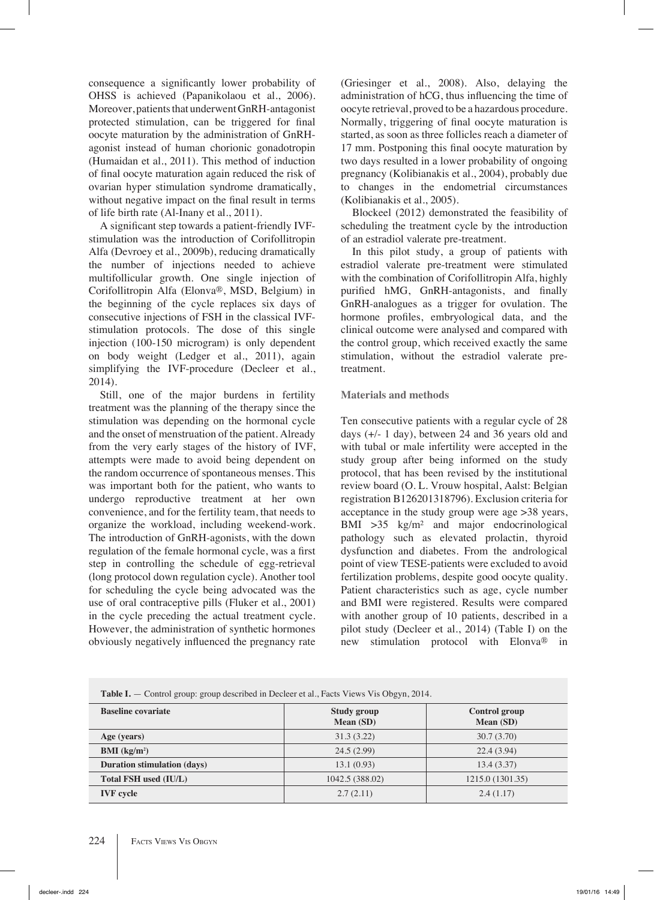consequence a significantly lower probability of OHSS is achieved (Papanikolaou et al., 2006). Moreover, patients that underwent GnRH-antagonist protected stimulation, can be triggered for final oocyte maturation by the administration of GnRH-agonist instead of human chorionic gonadotropin (Humaidan et al., 2011). This method of induction of final oocyte maturation again reduced the risk of ovarian hyper stimulation syndrome dramatically, without negative impact on the final result in terms of life birth rate (Al-Inany et al., 2011).

A significant step towards a patient-friendly IVF-stimulation was the introduction of Corifollitropin Alfa (Devroey et al., 2009b), reducing dramatically the number of injections needed to achieve multifollicular growth. One single injection of Corifollitropin Alfa (Elonva®, MSD, Belgium) in the beginning of the cycle replaces six days of consecutive injections of FSH in the classical IVF-stimulation protocols. The dose of this single injection (100-150 microgram) is only dependent on body weight (Ledger et al., 2011), again simplifying the IVF-procedure (Decleer et al., 2014).

Still, one of the major burdens in fertility treatment was the planning of the therapy since the stimulation was depending on the hormonal cycle and the onset of menstruation of the patient. Already from the very early stages of the history of IVF, attempts were made to avoid being dependent on the random occurrence of spontaneous menses. This was important both for the patient, who wants to undergo reproductive treatment at her own convenience, and for the fertility team, that needs to organize the workload, including weekend-work. The introduction of GnRH-agonists, with the down regulation of the female hormonal cycle, was a first step in controlling the schedule of egg-retrieval (long protocol down regulation cycle). Another tool for scheduling the cycle being advocated was the use of oral contraceptive pills (Fluker et al., 2001) in the cycle preceding the actual treatment cycle. However, the administration of synthetic hormones obviously negatively influenced the pregnancy rate (Griesinger et al., 2008). Also, delaying the administration of hCG, thus influencing the time of oocyte retrieval, proved to be a hazardous procedure. Normally, triggering of final oocyte maturation is started, as soon as three follicles reach a diameter of 17 mm. Postponing this final oocyte maturation by two days resulted in a lower probability of ongoing pregnancy (Kolibianakis et al., 2004), probably due to changes in the endometrial circumstances (Kolibianakis et al., 2005).

Blockeel (2012) demonstrated the feasibility of scheduling the treatment cycle by the introduction of an estradiol valerate pre-treatment.

In this pilot study, a group of patients with estradiol valerate pre-treatment were stimulated with the combination of Corifollitropin Alfa, highly purified hMG, GnRH-antagonists, and finally GnRH-analogues as a trigger for ovulation. The hormone profiles, embryological data, and the clinical outcome were analysed and compared with the control group, which received exactly the same stimulation, without the estradiol valerate pre-treatment.

## Materials and methods

Ten consecutive patients with a regular cycle of 28 days (+/- 1 day), between 24 and 36 years old and with tubal or male infertility were accepted in the study group after being informed on the study protocol, that has been revised by the institutional review board (O. L. Vrouw hospital, Aalst: Belgian registration B126201318796). Exclusion criteria for acceptance in the study group were age >38 years, BMI >35 kg/m² and major endocrinological pathology such as elevated prolactin, thyroid dysfunction and diabetes. From the andrological point of view TESE-patients were excluded to avoid fertilization problems, despite good oocyte quality. Patient characteristics such as age, cycle number and BMI were registered. Results were compared with another group of 10 patients, described in a pilot study (Decleer et al., 2014) (Table I) on the new stimulation protocol with Elonva® in

**Table I.** — Control group: group described in Decleer et al., Facts Views Vis Obgyn, 2014.

| Baseline covariate | Study group Mean (SD) | Control group Mean (SD) |
|---|---|---|
| **Age (years)** | 31.3 (3.22) | 30.7 (3.70) |
| **BMI (kg/m²)** | 24.5 (2.99) | 22.4 (3.94) |
| **Duration stimulation (days)** | 13.1 (0.93) | 13.4 (3.37) |
| **Total FSH used (IU/L)** | 1042.5 (388.02) | 1215.0 (1301.35) |
| **IVF cycle** | 2.7 (2.11) | 2.4 (1.17) |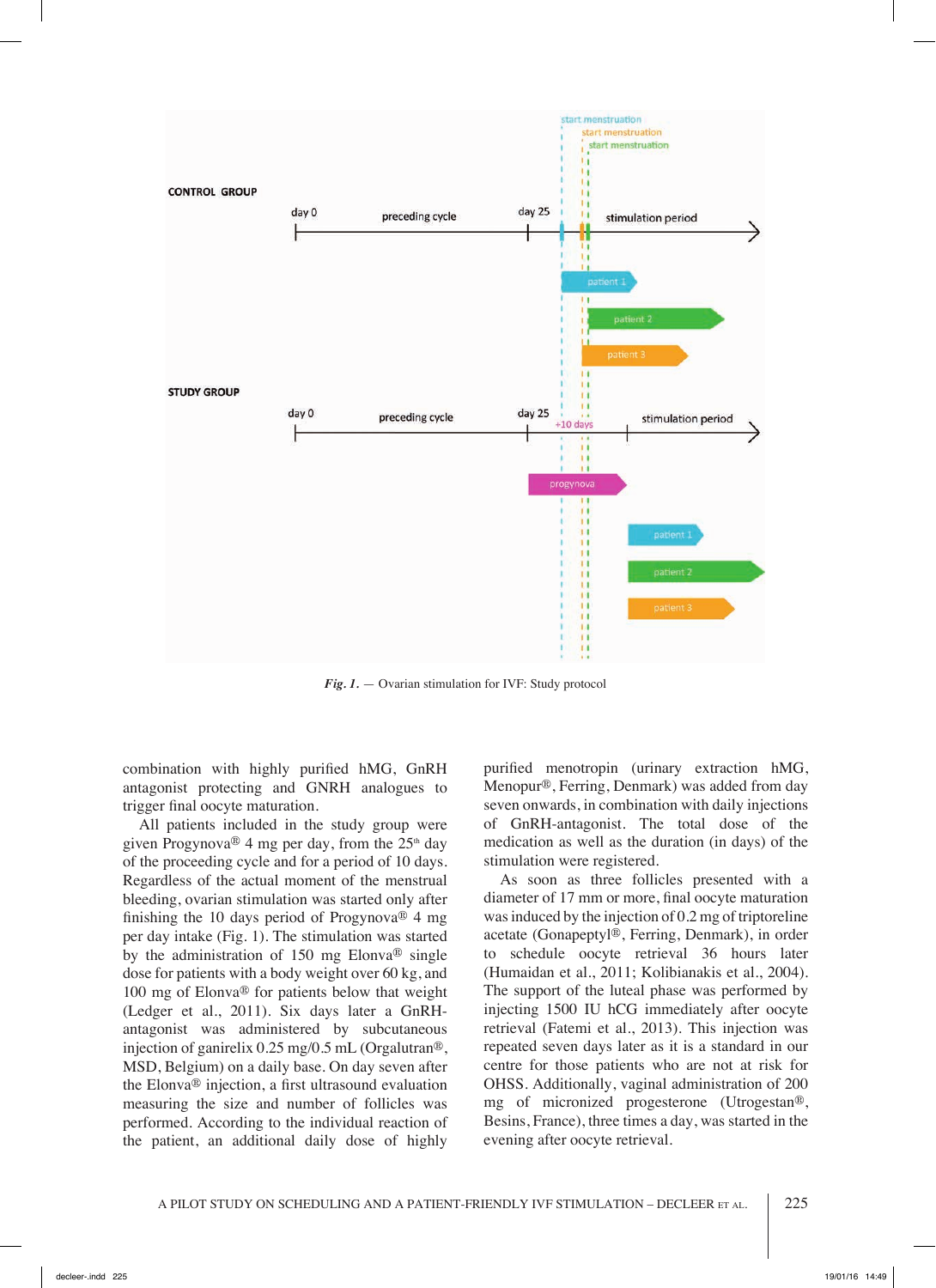*Fig. 1.* — Ovarian stimulation for IVF: Study protocol

combination with highly purified hMG, GnRH antagonist protecting and GNRH analogues to trigger final oocyte maturation.

All patients included in the study group were given Progynova® 4 mg per day, from the 25th day of the proceeding cycle and for a period of 10 days. Regardless of the actual moment of the menstrual bleeding, ovarian stimulation was started only after finishing the 10 days period of Progynova® 4 mg per day intake (Fig. 1). The stimulation was started by the administration of 150 mg Elonva® single dose for patients with a body weight over 60 kg, and 100 mg of Elonva® for patients below that weight (Ledger et al., 2011). Six days later a GnRH-antagonist was administered by subcutaneous injection of ganirelix 0.25 mg/0.5 mL (Orgalutran®, MSD, Belgium) on a daily base. On day seven after the Elonva® injection, a first ultrasound evaluation measuring the size and number of follicles was performed. According to the individual reaction of the patient, an additional daily dose of highly purified menotropin (urinary extraction hMG, Menopur®, Ferring, Denmark) was added from day seven onwards, in combination with daily injections of GnRH-antagonist. The total dose of the medication as well as the duration (in days) of the stimulation were registered.

As soon as three follicles presented with a diameter of 17 mm or more, final oocyte maturation was induced by the injection of 0.2 mg of triptoreline acetate (Gonapeptyl®, Ferring, Denmark), in order to schedule oocyte retrieval 36 hours later (Humaidan et al., 2011; Kolibianakis et al., 2004). The support of the luteal phase was performed by injecting 1500 IU hCG immediately after oocyte retrieval (Fatemi et al., 2013). This injection was repeated seven days later as it is a standard in our centre for those patients who are not at risk for OHSS. Additionally, vaginal administration of 200 mg of micronized progesterone (Utrogestan®, Besins, France), three times a day, was started in the evening after oocyte retrieval.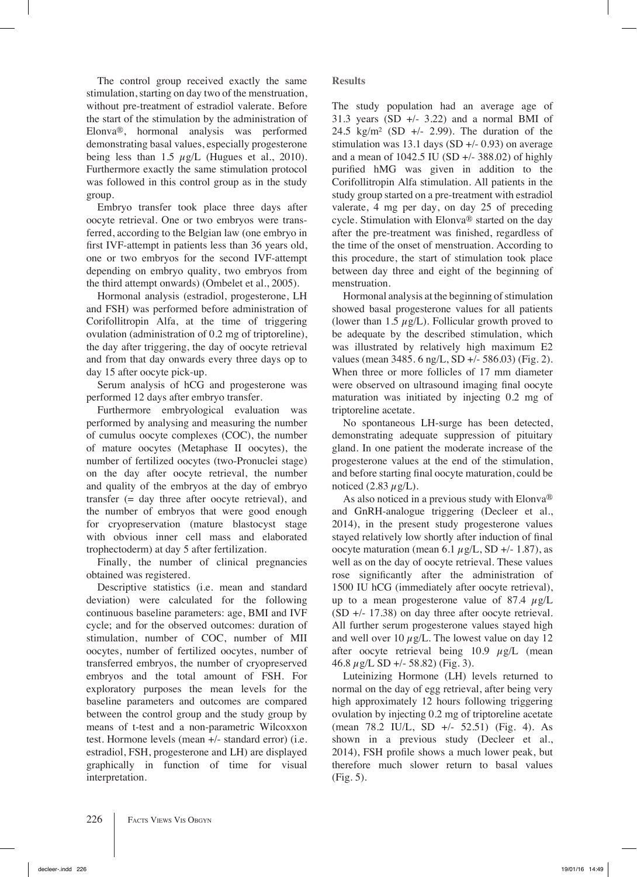The control group received exactly the same stimulation, starting on day two of the menstruation, without pre-treatment of estradiol valerate. Before the start of the stimulation by the administration of Elonva®, hormonal analysis was performed demonstrating basal values, especially progesterone being less than 1.5 µg/L (Hugues et al., 2010). Furthermore exactly the same stimulation protocol was followed in this control group as in the study group.

Embryo transfer took place three days after oocyte retrieval. One or two embryos were transferred, according to the Belgian law (one embryo in first IVF-attempt in patients less than 36 years old, one or two embryos for the second IVF-attempt depending on embryo quality, two embryos from the third attempt onwards) (Ombelet et al., 2005).

Hormonal analysis (estradiol, progesterone, LH and FSH) was performed before administration of Corifollitropin Alfa, at the time of triggering ovulation (administration of 0.2 mg of triptoreline), the day after triggering, the day of oocyte retrieval and from that day onwards every three days op to day 15 after oocyte pick-up.

Serum analysis of hCG and progesterone was performed 12 days after embryo transfer.

Furthermore embryological evaluation was performed by analysing and measuring the number of cumulus oocyte complexes (COC), the number of mature oocytes (Metaphase II oocytes), the number of fertilized oocytes (two-Pronuclei stage) on the day after oocyte retrieval, the number and quality of the embryos at the day of embryo transfer (= day three after oocyte retrieval), and the number of embryos that were good enough for cryopreservation (mature blastocyst stage with obvious inner cell mass and elaborated trophectoderm) at day 5 after fertilization.

Finally, the number of clinical pregnancies obtained was registered.

Descriptive statistics (i.e. mean and standard deviation) were calculated for the following continuous baseline parameters: age, BMI and IVF cycle; and for the observed outcomes: duration of stimulation, number of COC, number of MII oocytes, number of fertilized oocytes, number of transferred embryos, the number of cryopreserved embryos and the total amount of FSH. For exploratory purposes the mean levels for the baseline parameters and outcomes are compared between the control group and the study group by means of t-test and a non-parametric Wilcoxxon test. Hormone levels (mean +/- standard error) (i.e. estradiol, FSH, progesterone and LH) are displayed graphically in function of time for visual interpretation.

## Results

The study population had an average age of 31.3 years (SD +/- 3.22) and a normal BMI of 24.5 kg/m² (SD +/- 2.99). The duration of the stimulation was 13.1 days (SD +/- 0.93) on average and a mean of 1042.5 IU (SD +/- 388.02) of highly purified hMG was given in addition to the Corifollitropin Alfa stimulation. All patients in the study group started on a pre-treatment with estradiol valerate, 4 mg per day, on day 25 of preceding cycle. Stimulation with Elonva® started on the day after the pre-treatment was finished, regardless of the time of the onset of menstruation. According to this procedure, the start of stimulation took place between day three and eight of the beginning of menstruation.

Hormonal analysis at the beginning of stimulation showed basal progesterone values for all patients (lower than 1.5 µg/L). Follicular growth proved to be adequate by the described stimulation, which was illustrated by relatively high maximum E2 values (mean 3485. 6 ng/L, SD +/- 586.03) (Fig. 2). When three or more follicles of 17 mm diameter were observed on ultrasound imaging final oocyte maturation was initiated by injecting 0.2 mg of triptoreline acetate.

No spontaneous LH-surge has been detected, demonstrating adequate suppression of pituitary gland. In one patient the moderate increase of the progesterone values at the end of the stimulation, and before starting final oocyte maturation, could be noticed (2.83 µg/L).

As also noticed in a previous study with Elonva® and GnRH-analogue triggering (Decleer et al., 2014), in the present study progesterone values stayed relatively low shortly after induction of final oocyte maturation (mean 6.1 µg/L, SD +/- 1.87), as well as on the day of oocyte retrieval. These values rose significantly after the administration of 1500 IU hCG (immediately after oocyte retrieval), up to a mean progesterone value of 87.4 µg/L (SD +/- 17.38) on day three after oocyte retrieval. All further serum progesterone values stayed high and well over 10 µg/L. The lowest value on day 12 after oocyte retrieval being 10.9 µg/L (mean 46.8 µg/L SD +/- 58.82) (Fig. 3).

Luteinizing Hormone (LH) levels returned to normal on the day of egg retrieval, after being very high approximately 12 hours following triggering ovulation by injecting 0.2 mg of triptoreline acetate (mean 78.2 IU/L, SD +/- 52.51) (Fig. 4). As shown in a previous study (Decleer et al., 2014), FSH profile shows a much lower peak, but therefore much slower return to basal values (Fig. 5).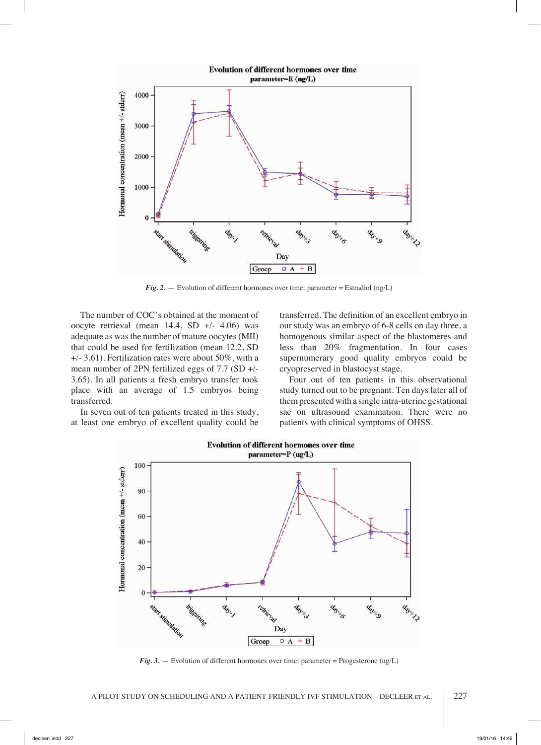*Fig. 2.* — Evolution of different hormones over time: parameter = Estradiol (ng/L)

The number of COC's obtained at the moment of oocyte retrieval (mean 14.4, SD +/- 4.06) was adequate as was the number of mature oocytes (MII) that could be used for fertilization (mean 12.2, SD +/- 3.61). Fertilization rates were about 50%, with a mean number of 2PN fertilized eggs of 7.7 (SD +/- 3.65). In all patients a fresh embryo transfer took place with an average of 1.5 embryos being transferred.

In seven out of ten patients treated in this study, at least one embryo of excellent quality could be transferred. The definition of an excellent embryo in our study was an embryo of 6-8 cells on day three, a homogenous similar aspect of the blastomeres and less than 20% fragmentation. In four cases supernumerary good quality embryos could be cryopreserved in blastocyst stage.

Four out of ten patients in this observational study turned out to be pregnant. Ten days later all of them presented with a single intra-uterine gestational sac on ultrasound examination. There were no patients with clinical symptoms of OHSS.

*Fig. 3.* — Evolution of different hormones over time: parameter = Progesterone (ug/L)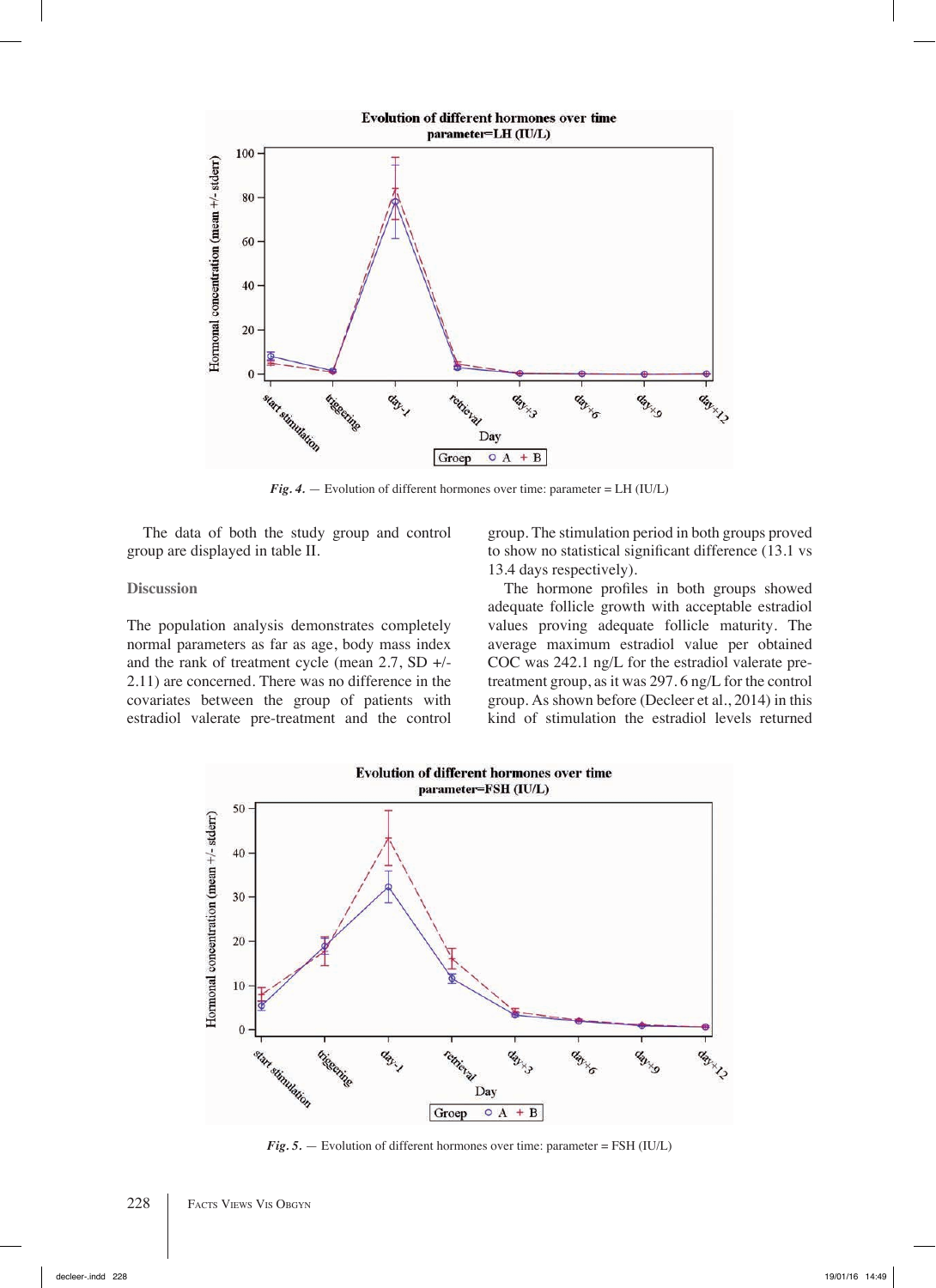*Fig. 4.* — Evolution of different hormones over time: parameter = LH (IU/L)

The data of both the study group and control group are displayed in table II.

## Discussion

The population analysis demonstrates completely normal parameters as far as age, body mass index and the rank of treatment cycle (mean 2.7, SD +/- 2.11) are concerned. There was no difference in the covariates between the group of patients with estradiol valerate pre-treatment and the control group. The stimulation period in both groups proved to show no statistical significant difference (13.1 vs 13.4 days respectively).

The hormone profiles in both groups showed adequate follicle growth with acceptable estradiol values proving adequate follicle maturity. The average maximum estradiol value per obtained COC was 242.1 ng/L for the estradiol valerate pre-treatment group, as it was 297.6 ng/L for the control group. As shown before (Decleer et al., 2014) in this kind of stimulation the estradiol levels returned

*Fig. 5.* — Evolution of different hormones over time: parameter = FSH (IU/L)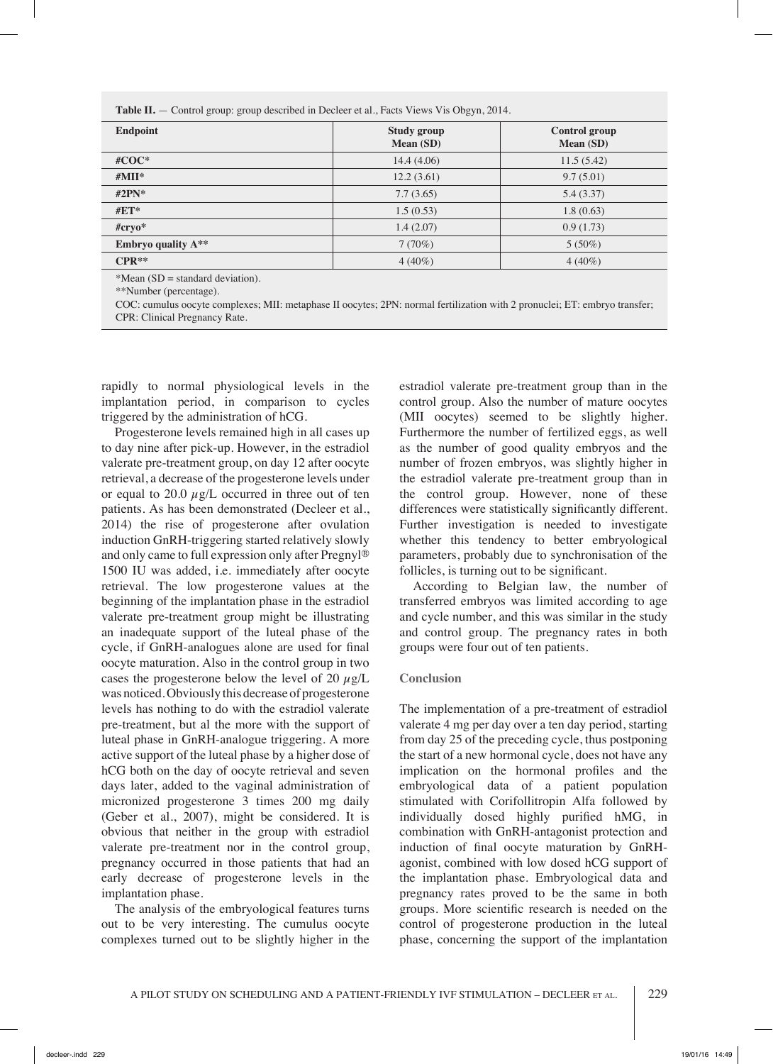**Table II.** — Control group: group described in Decleer et al., Facts Views Vis Obgyn, 2014.

| Endpoint | Study group Mean (SD) | Control group Mean (SD) |
|---|---|---|
| **#COC*** | 14.4 (4.06) | 11.5 (5.42) |
| **#MII*** | 12.2 (3.61) | 9.7 (5.01) |
| **#2PN*** | 7.7 (3.65) | 5.4 (3.37) |
| **#ET*** | 1.5 (0.53) | 1.8 (0.63) |
| **#cryo*** | 1.4 (2.07) | 0.9 (1.73) |
| **Embryo quality A**** | 7 (70%) | 5 (50%) |
| **CPR**** | 4 (40%) | 4 (40%) |

*Mean (SD = standard deviation).
**Number (percentage).
COC: cumulus oocyte complexes; MII: metaphase II oocytes; 2PN: normal fertilization with 2 pronuclei; ET: embryo transfer; CPR: Clinical Pregnancy Rate.

rapidly to normal physiological levels in the implantation period, in comparison to cycles triggered by the administration of hCG.

Progesterone levels remained high in all cases up to day nine after pick-up. However, in the estradiol valerate pre-treatment group, on day 12 after oocyte retrieval, a decrease of the progesterone levels under or equal to 20.0 $\mu$g/L occurred in three out of ten patients. As has been demonstrated (Decleer et al., 2014) the rise of progesterone after ovulation induction GnRH-triggering started relatively slowly and only came to full expression only after Pregnyl® 1500 IU was added, i.e. immediately after oocyte retrieval. The low progesterone values at the beginning of the implantation phase in the estradiol valerate pre-treatment group might be illustrating an inadequate support of the luteal phase of the cycle, if GnRH-analogues alone are used for final oocyte maturation. Also in the control group in two cases the progesterone below the level of 20 $\mu$g/L was noticed. Obviously this decrease of progesterone levels has nothing to do with the estradiol valerate pre-treatment, but al the more with the support of luteal phase in GnRH-analogue triggering. A more active support of the luteal phase by a higher dose of hCG both on the day of oocyte retrieval and seven days later, added to the vaginal administration of micronized progesterone 3 times 200 mg daily (Geber et al., 2007), might be considered. It is obvious that neither in the group with estradiol valerate pre-treatment nor in the control group, pregnancy occurred in those patients that had an early decrease of progesterone levels in the implantation phase.

The analysis of the embryological features turns out to be very interesting. The cumulus oocyte complexes turned out to be slightly higher in the estradiol valerate pre-treatment group than in the control group. Also the number of mature oocytes (MII oocytes) seemed to be slightly higher. Furthermore the number of fertilized eggs, as well as the number of good quality embryos and the number of frozen embryos, was slightly higher in the estradiol valerate pre-treatment group than in the control group. However, none of these differences were statistically significantly different. Further investigation is needed to investigate whether this tendency to better embryological parameters, probably due to synchronisation of the follicles, is turning out to be significant.

According to Belgian law, the number of transferred embryos was limited according to age and cycle number, and this was similar in the study and control group. The pregnancy rates in both groups were four out of ten patients.

## Conclusion

The implementation of a pre-treatment of estradiol valerate 4 mg per day over a ten day period, starting from day 25 of the preceding cycle, thus postponing the start of a new hormonal cycle, does not have any implication on the hormonal profiles and the embryological data of a patient population stimulated with Corifollitropin Alfa followed by individually dosed highly purified hMG, in combination with GnRH-antagonist protection and induction of final oocyte maturation by GnRH-agonist, combined with low dosed hCG support of the implantation phase. Embryological data and pregnancy rates proved to be the same in both groups. More scientific research is needed on the control of progesterone production in the luteal phase, concerning the support of the implantation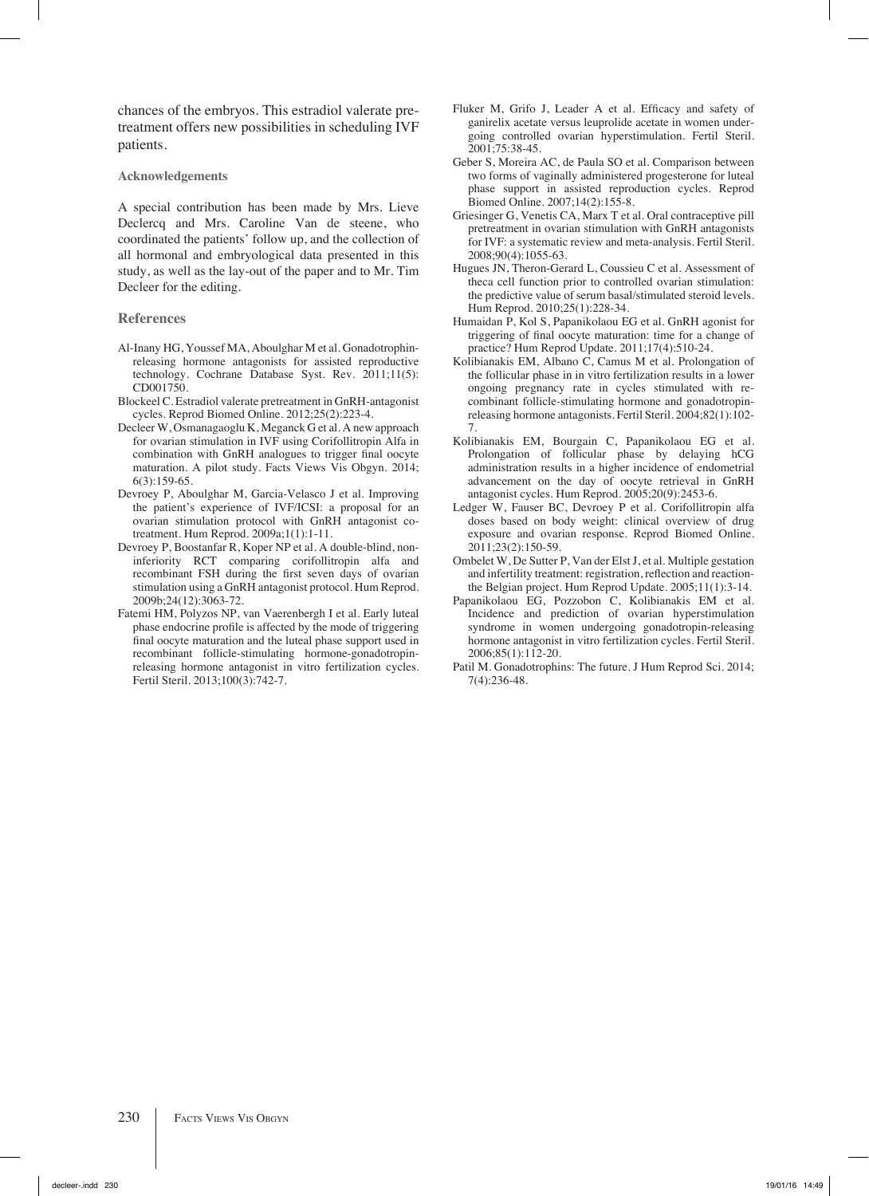chances of the embryos. This estradiol valerate pretreatment offers new possibilities in scheduling IVF patients.

## Acknowledgements

A special contribution has been made by Mrs. Lieve Declercq and Mrs. Caroline Van de steene, who coordinated the patients' follow up, and the collection of all hormonal and embryological data presented in this study, as well as the lay-out of the paper and to Mr. Tim Decleer for the editing.

## References

Al-Inany HG, Youssef MA, Aboulghar M et al. Gonadotrophin-releasing hormone antagonists for assisted reproductive technology. Cochrane Database Syst. Rev. 2011;11(5): CD001750.

Blockeel C. Estradiol valerate pretreatment in GnRH-antagonist cycles. Reprod Biomed Online. 2012;25(2):223-4.

Decleer W, Osmanagaoglu K, Meganck G et al. A new approach for ovarian stimulation in IVF using Corifollitropin Alfa in combination with GnRH analogues to trigger final oocyte maturation. A pilot study. Facts Views Vis Obgyn. 2014; 6(3):159-65.

Devroey P, Aboulghar M, Garcia-Velasco J et al. Improving the patient's experience of IVF/ICSI: a proposal for an ovarian stimulation protocol with GnRH antagonist co-treatment. Hum Reprod. 2009a;1(1):1-11.

Devroey P, Boostanfar R, Koper NP et al. A double-blind, non-inferiority RCT comparing corifollitropin alfa and recombinant FSH during the first seven days of ovarian stimulation using a GnRH antagonist protocol. Hum Reprod. 2009b;24(12):3063-72.

Fatemi HM, Polyzos NP, van Vaerenbergh I et al. Early luteal phase endocrine profile is affected by the mode of triggering final oocyte maturation and the luteal phase support used in recombinant follicle-stimulating hormone-gonadotropin-releasing hormone antagonist in vitro fertilization cycles. Fertil Steril. 2013;100(3):742-7.

Fluker M, Grifo J, Leader A et al. Efficacy and safety of ganirelix acetate versus leuprolide acetate in women undergoing controlled ovarian hyperstimulation. Fertil Steril. 2001;75:38-45.

Geber S, Moreira AC, de Paula SO et al. Comparison between two forms of vaginally administered progesterone for luteal phase support in assisted reproduction cycles. Reprod Biomed Online. 2007;14(2):155-8.

Griesinger G, Venetis CA, Marx T et al. Oral contraceptive pill pretreatment in ovarian stimulation with GnRH antagonists for IVF: a systematic review and meta-analysis. Fertil Steril. 2008;90(4):1055-63.

Hugues JN, Theron-Gerard L, Coussieu C et al. Assessment of theca cell function prior to controlled ovarian stimulation: the predictive value of serum basal/stimulated steroid levels. Hum Reprod. 2010;25(1):228-34.

Humaidan P, Kol S, Papanikolaou EG et al. GnRH agonist for triggering of final oocyte maturation: time for a change of practice? Hum Reprod Update. 2011;17(4):510-24.

Kolibianakis EM, Albano C, Camus M et al. Prolongation of the follicular phase in in vitro fertilization results in a lower ongoing pregnancy rate in cycles stimulated with recombinant follicle-stimulating hormone and gonadotropin-releasing hormone antagonists. Fertil Steril. 2004;82(1):102-7.

Kolibianakis EM, Bourgain C, Papanikolaou EG et al. Prolongation of follicular phase by delaying hCG administration results in a higher incidence of endometrial advancement on the day of oocyte retrieval in GnRH antagonist cycles. Hum Reprod. 2005;20(9):2453-6.

Ledger W, Fauser BC, Devroey P et al. Corifollitropin alfa doses based on body weight: clinical overview of drug exposure and ovarian response. Reprod Biomed Online. 2011;23(2):150-59.

Ombelet W, De Sutter P, Van der Elst J, et al. Multiple gestation and infertility treatment: registration, reflection and reaction-the Belgian project. Hum Reprod Update. 2005;11(1):3-14.

Papanikolaou EG, Pozzobon C, Kolibianakis EM et al. Incidence and prediction of ovarian hyperstimulation syndrome in women undergoing gonadotropin-releasing hormone antagonist in vitro fertilization cycles. Fertil Steril. 2006;85(1):112-20.

Patil M. Gonadotrophins: The future. J Hum Reprod Sci. 2014; 7(4):236-48.